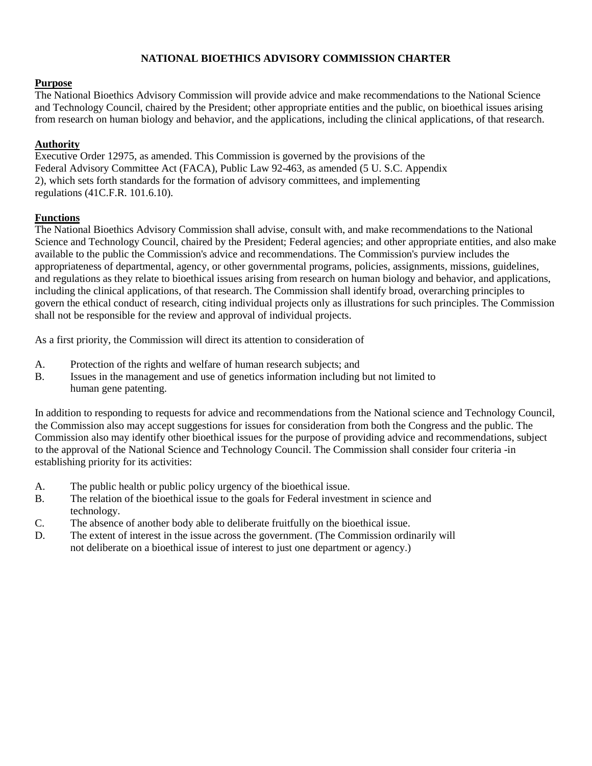# NATIONAL BIOETHICS ADVISORY COMMISSION CHARTER

**Purpose**

The National Bioethics Advisory Commission will provide advice and make recommendations to the National Science and Technology Council, chaired by the President; other appropriate entities and the public, on bioethical issues arising from research on human biology and behavior, and the applications, including the clinical applications, of that research.

**Authority**

Executive Order 12975, as amended. This Commission is governed by the provisions of the Federal Advisory Committee Act (FACA), Public Law 92-463, as amended (5 U. S.C. Appendix 2), which sets forth standards for the formation of advisory committees, and implementing regulations (41C.F.R. 101.6.10).

**Functions**

The National Bioethics Advisory Commission shall advise, consult with, and make recommendations to the National Science and Technology Council, chaired by the President; Federal agencies; and other appropriate entities, and also make available to the public the Commission's advice and recommendations. The Commission's purview includes the appropriateness of departmental, agency, or other governmental programs, policies, assignments, missions, guidelines, and regulations as they relate to bioethical issues arising from research on human biology and behavior, and applications, including the clinical applications, of that research. The Commission shall identify broad, overarching principles to govern the ethical conduct of research, citing individual projects only as illustrations for such principles. The Commission shall not be responsible for the review and approval of individual projects.

As a first priority, the Commission will direct its attention to consideration of

A. Protection of the rights and welfare of human research subjects; and
B. Issues in the management and use of genetics information including but not limited to human gene patenting.

In addition to responding to requests for advice and recommendations from the National science and Technology Council, the Commission also may accept suggestions for issues for consideration from both the Congress and the public. The Commission also may identify other bioethical issues for the purpose of providing advice and recommendations, subject to the approval of the National Science and Technology Council. The Commission shall consider four criteria -in establishing priority for its activities:

A. The public health or public policy urgency of the bioethical issue.
B. The relation of the bioethical issue to the goals for Federal investment in science and technology.
C. The absence of another body able to deliberate fruitfully on the bioethical issue.
D. The extent of interest in the issue across the government. (The Commission ordinarily will not deliberate on a bioethical issue of interest to just one department or agency.)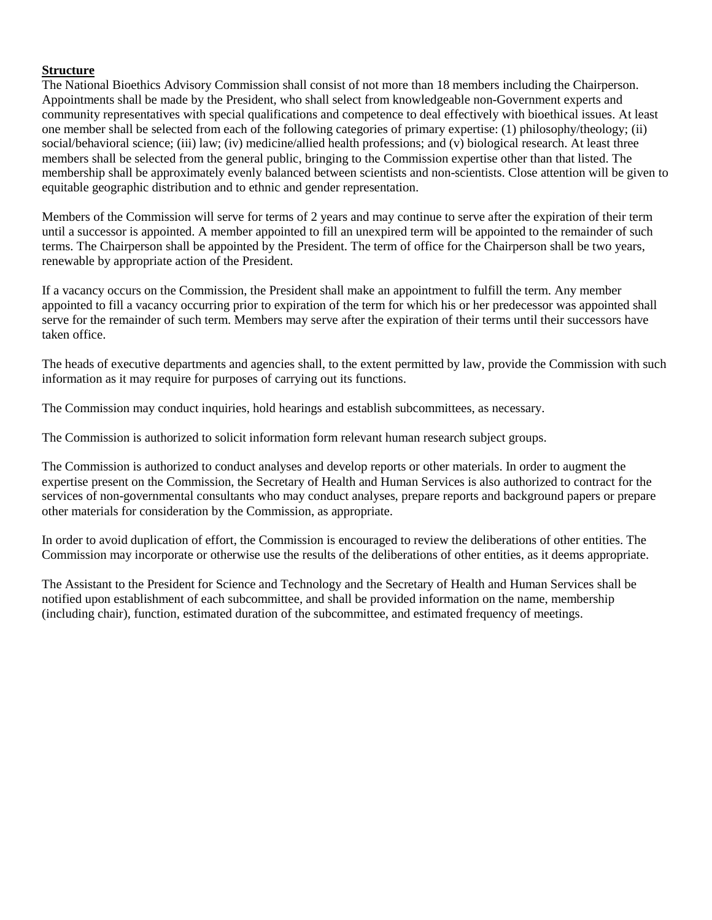**Structure**

The National Bioethics Advisory Commission shall consist of not more than 18 members including the Chairperson. Appointments shall be made by the President, who shall select from knowledgeable non-Government experts and community representatives with special qualifications and competence to deal effectively with bioethical issues. At least one member shall be selected from each of the following categories of primary expertise: (1) philosophy/theology; (ii) social/behavioral science; (iii) law; (iv) medicine/allied health professions; and (v) biological research. At least three members shall be selected from the general public, bringing to the Commission expertise other than that listed. The membership shall be approximately evenly balanced between scientists and non-scientists. Close attention will be given to equitable geographic distribution and to ethnic and gender representation.

Members of the Commission will serve for terms of 2 years and may continue to serve after the expiration of their term until a successor is appointed. A member appointed to fill an unexpired term will be appointed to the remainder of such terms. The Chairperson shall be appointed by the President. The term of office for the Chairperson shall be two years, renewable by appropriate action of the President.

If a vacancy occurs on the Commission, the President shall make an appointment to fulfill the term. Any member appointed to fill a vacancy occurring prior to expiration of the term for which his or her predecessor was appointed shall serve for the remainder of such term. Members may serve after the expiration of their terms until their successors have taken office.

The heads of executive departments and agencies shall, to the extent permitted by law, provide the Commission with such information as it may require for purposes of carrying out its functions.

The Commission may conduct inquiries, hold hearings and establish subcommittees, as necessary.

The Commission is authorized to solicit information form relevant human research subject groups.

The Commission is authorized to conduct analyses and develop reports or other materials. In order to augment the expertise present on the Commission, the Secretary of Health and Human Services is also authorized to contract for the services of non-governmental consultants who may conduct analyses, prepare reports and background papers or prepare other materials for consideration by the Commission, as appropriate.

In order to avoid duplication of effort, the Commission is encouraged to review the deliberations of other entities. The Commission may incorporate or otherwise use the results of the deliberations of other entities, as it deems appropriate.

The Assistant to the President for Science and Technology and the Secretary of Health and Human Services shall be notified upon establishment of each subcommittee, and shall be provided information on the name, membership (including chair), function, estimated duration of the subcommittee, and estimated frequency of meetings.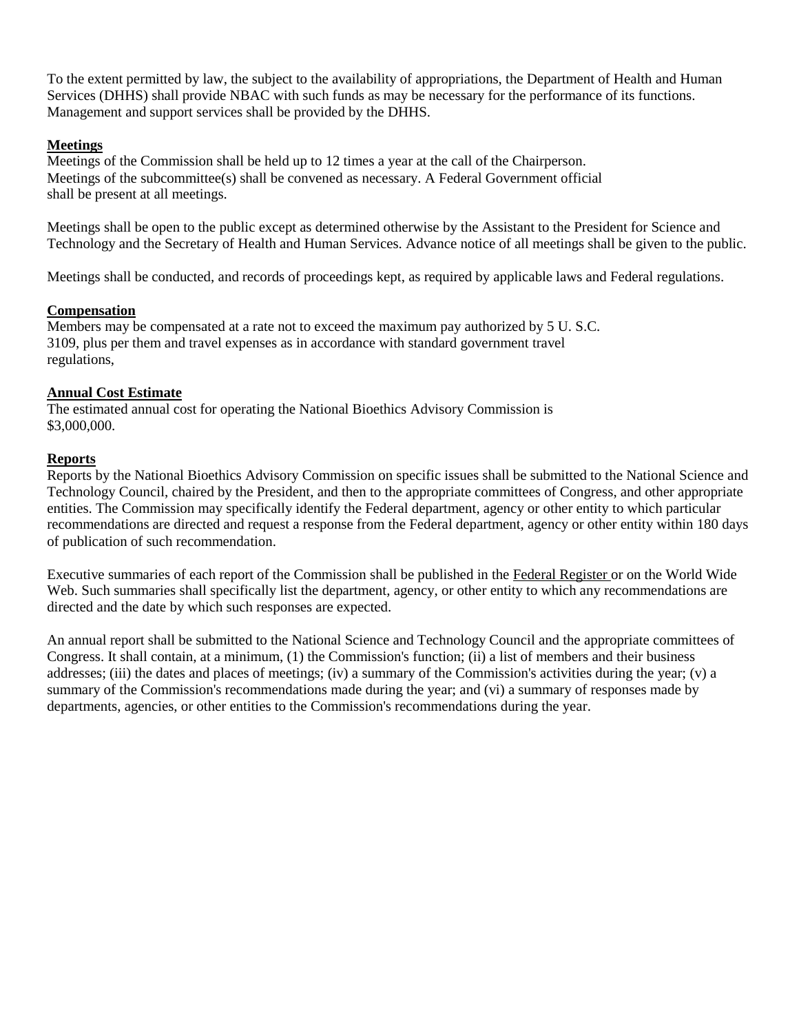To the extent permitted by law, the subject to the availability of appropriations, the Department of Health and Human Services (DHHS) shall provide NBAC with such funds as may be necessary for the performance of its functions. Management and support services shall be provided by the DHHS.

**Meetings**

Meetings of the Commission shall be held up to 12 times a year at the call of the Chairperson. Meetings of the subcommittee(s) shall be convened as necessary. A Federal Government official shall be present at all meetings.

Meetings shall be open to the public except as determined otherwise by the Assistant to the President for Science and Technology and the Secretary of Health and Human Services. Advance notice of all meetings shall be given to the public.

Meetings shall be conducted, and records of proceedings kept, as required by applicable laws and Federal regulations.

**Compensation**

Members may be compensated at a rate not to exceed the maximum pay authorized by 5 U. S.C. 3109, plus per them and travel expenses as in accordance with standard government travel regulations,

**Annual Cost Estimate**

The estimated annual cost for operating the National Bioethics Advisory Commission is $3,000,000.

**Reports**

Reports by the National Bioethics Advisory Commission on specific issues shall be submitted to the National Science and Technology Council, chaired by the President, and then to the appropriate committees of Congress, and other appropriate entities. The Commission may specifically identify the Federal department, agency or other entity to which particular recommendations are directed and request a response from the Federal department, agency or other entity within 180 days of publication of such recommendation.

Executive summaries of each report of the Commission shall be published in the Federal Register or on the World Wide Web. Such summaries shall specifically list the department, agency, or other entity to which any recommendations are directed and the date by which such responses are expected.

An annual report shall be submitted to the National Science and Technology Council and the appropriate committees of Congress. It shall contain, at a minimum, (1) the Commission's function; (ii) a list of members and their business addresses; (iii) the dates and places of meetings; (iv) a summary of the Commission's activities during the year; (v) a summary of the Commission's recommendations made during the year; and (vi) a summary of responses made by departments, agencies, or other entities to the Commission's recommendations during the year.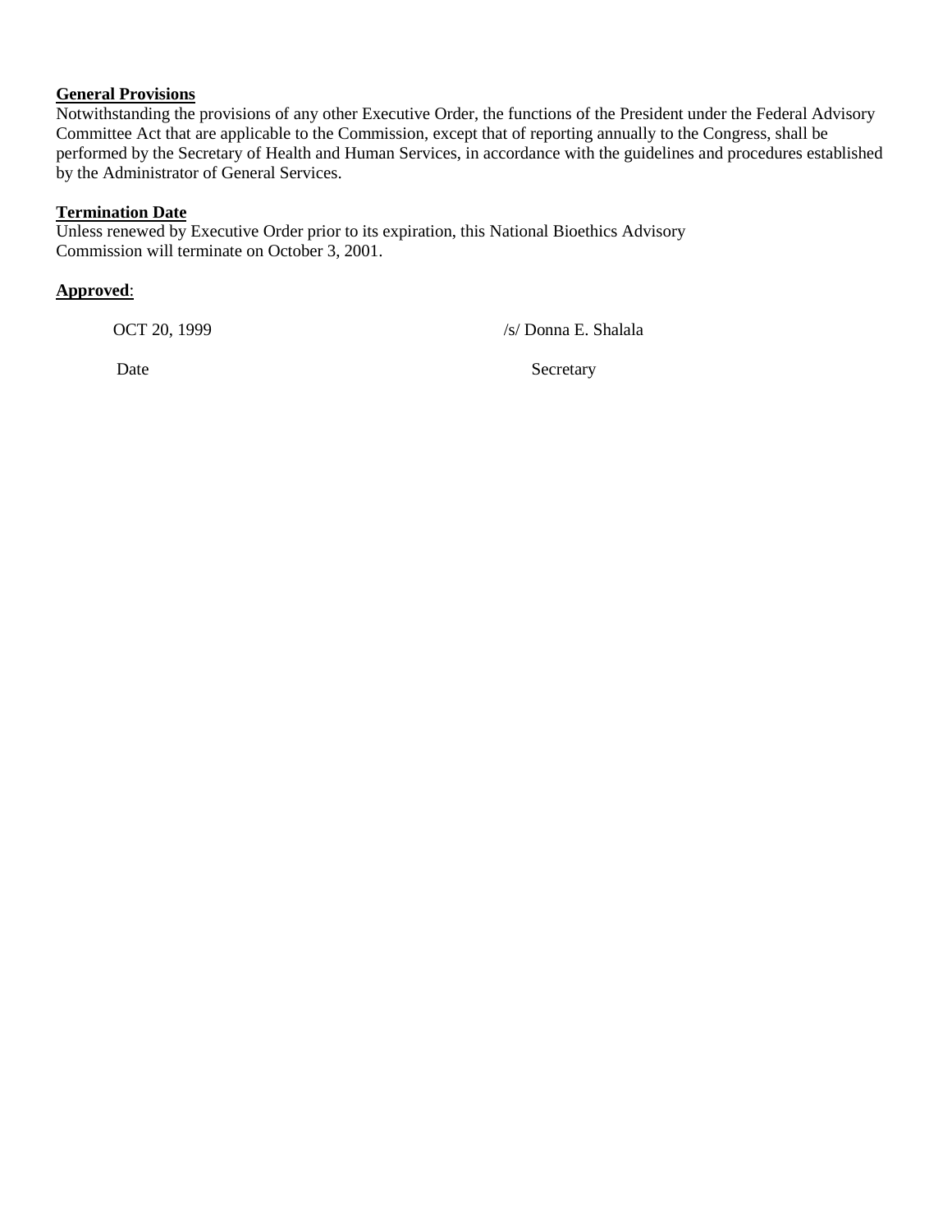**General Provisions**
Notwithstanding the provisions of any other Executive Order, the functions of the President under the Federal Advisory Committee Act that are applicable to the Commission, except that of reporting annually to the Congress, shall be performed by the Secretary of Health and Human Services, in accordance with the guidelines and procedures established by the Administrator of General Services.

**Termination Date**
Unless renewed by Executive Order prior to its expiration, this National Bioethics Advisory Commission will terminate on October 3, 2001.

**Approved**:

| | |
|---|---|
| OCT 20, 1999 | /s/ Donna E. Shalala |
| Date | Secretary |